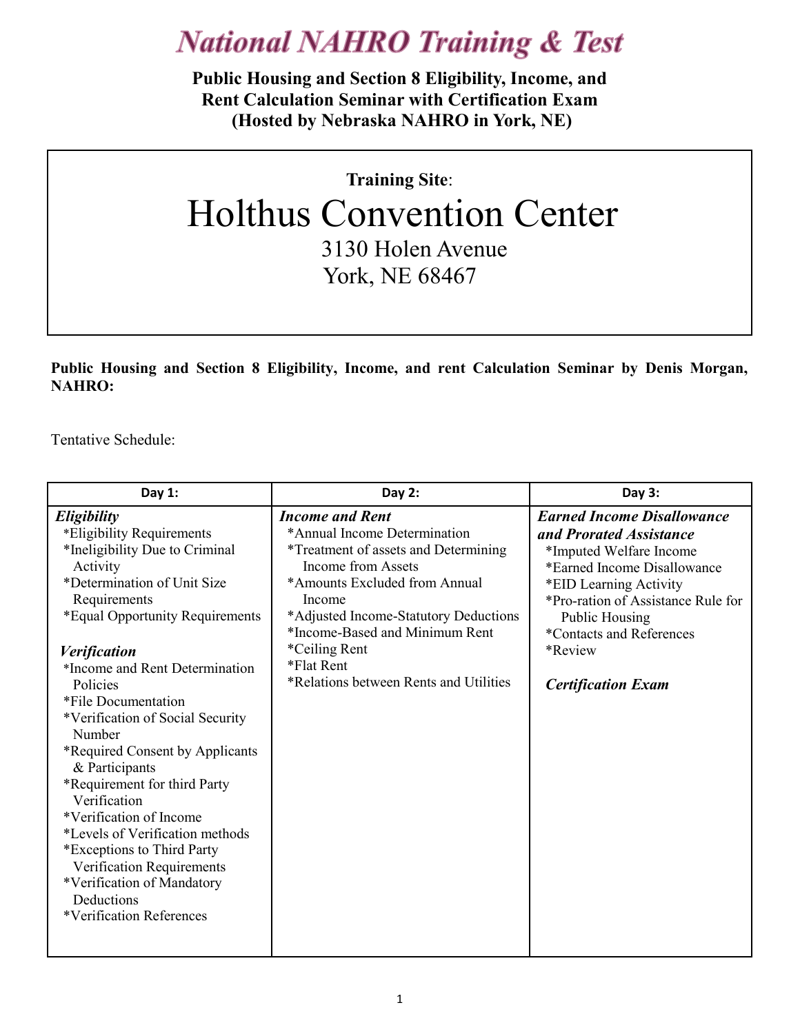# *National NAHRO Training & Test*

**Public Housing and Section 8 Eligibility, Income, and Rent Calculation Seminar with Certification Exam (Hosted by Nebraska NAHRO in York, NE)**

**Training Site**:

## Holthus Convention Center

3130 Holen Avenue
York, NE 68467

**Public Housing and Section 8 Eligibility, Income, and rent Calculation Seminar by Denis Morgan, NAHRO:**

Tentative Schedule:

| Day 1: | Day 2: | Day 3: |
|---|---|---|
| ***Eligibility***<br>*Eligibility Requirements<br>*Ineligibility Due to Criminal Activity<br>*Determination of Unit Size Requirements<br>*Equal Opportunity Requirements<br><br>***Verification***<br>*Income and Rent Determination Policies<br>*File Documentation<br>*Verification of Social Security Number<br>*Required Consent by Applicants & Participants<br>*Requirement for third Party Verification<br>*Verification of Income<br>*Levels of Verification methods<br>*Exceptions to Third Party Verification Requirements<br>*Verification of Mandatory Deductions<br>*Verification References | ***Income and Rent***<br>*Annual Income Determination<br>*Treatment of assets and Determining Income from Assets<br>*Amounts Excluded from Annual Income<br>*Adjusted Income-Statutory Deductions<br>*Income-Based and Minimum Rent<br>*Ceiling Rent<br>*Flat Rent<br>*Relations between Rents and Utilities | ***Earned Income Disallowance and Prorated Assistance***<br>*Imputed Welfare Income<br>*Earned Income Disallowance<br>*EID Learning Activity<br>*Pro-ration of Assistance Rule for Public Housing<br>*Contacts and References<br>*Review<br><br>***Certification Exam*** |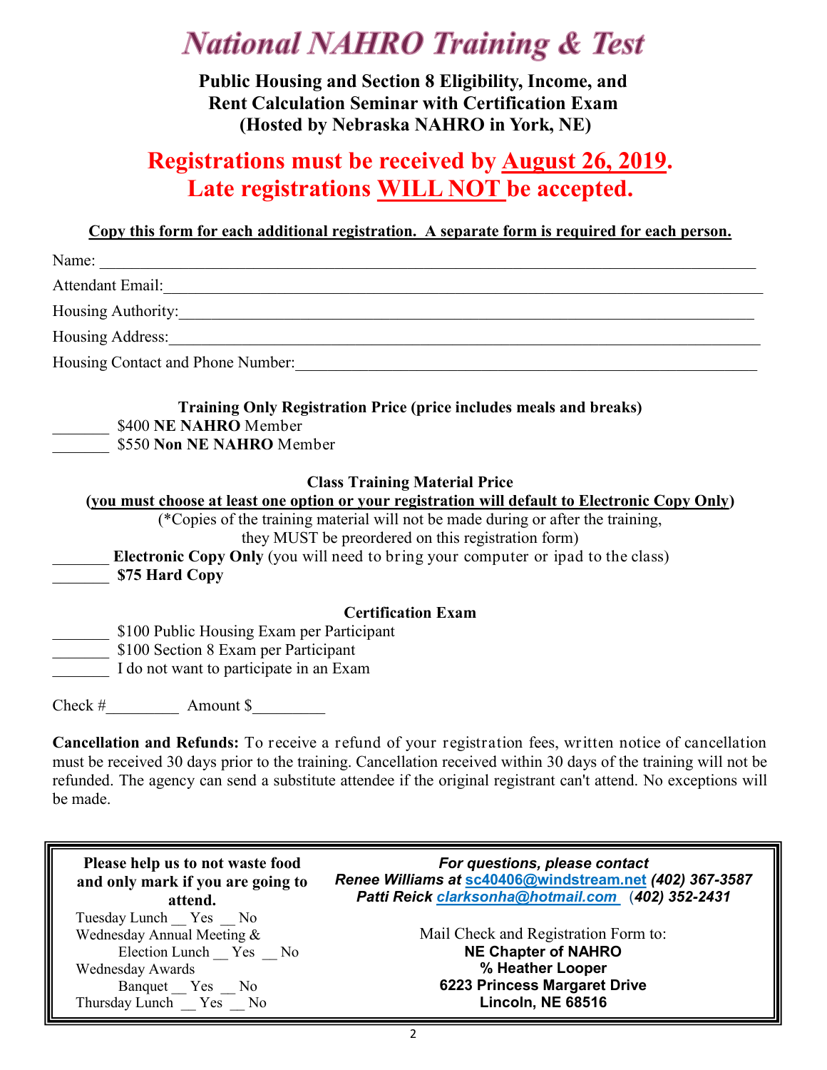# National NAHRO Training & Test

**Public Housing and Section 8 Eligibility, Income, and Rent Calculation Seminar with Certification Exam (Hosted by Nebraska NAHRO in York, NE)**

## Registrations must be received by August 26, 2019. Late registrations WILL NOT be accepted.

**Copy this form for each additional registration. A separate form is required for each person.**

Name: ______________________________________________

Attendant Email: ______________________________________________

Housing Authority: ______________________________________________

Housing Address: ______________________________________________

Housing Contact and Phone Number: ______________________________________________

**Training Only Registration Price (price includes meals and breaks)**

_______ $400 **NE NAHRO** Member
_______ $550 **Non NE NAHRO** Member

**Class Training Material Price**
**(you must choose at least one option or your registration will default to Electronic Copy Only)**
(*Copies of the training material will not be made during or after the training, they MUST be preordered on this registration form)

_______ **Electronic Copy Only** (you will need to bring your computer or ipad to the class)
_______ **$75 Hard Copy**

**Certification Exam**

_______ $100 Public Housing Exam per Participant
_______ $100 Section 8 Exam per Participant
_______ I do not want to participate in an Exam

Check #_________ Amount $_________

**Cancellation and Refunds:** To receive a refund of your registration fees, written notice of cancellation must be received 30 days prior to the training. Cancellation received within 30 days of the training will not be refunded. The agency can send a substitute attendee if the original registrant can't attend. No exceptions will be made.

**Please help us to not waste food and only mark if you are going to attend.**

Tuesday Lunch __ Yes __ No
Wednesday Annual Meeting & Election Lunch __ Yes __ No
Wednesday Awards Banquet __ Yes __ No
Thursday Lunch __ Yes __ No

***For questions, please contact***
***Renee Williams at sc40406@windstream.net (402) 367-3587***
***Patti Reick clarksonha@hotmail.com (402) 352-2431***

Mail Check and Registration Form to:
**NE Chapter of NAHRO**
**% Heather Looper**
**6223 Princess Margaret Drive**
**Lincoln, NE 68516**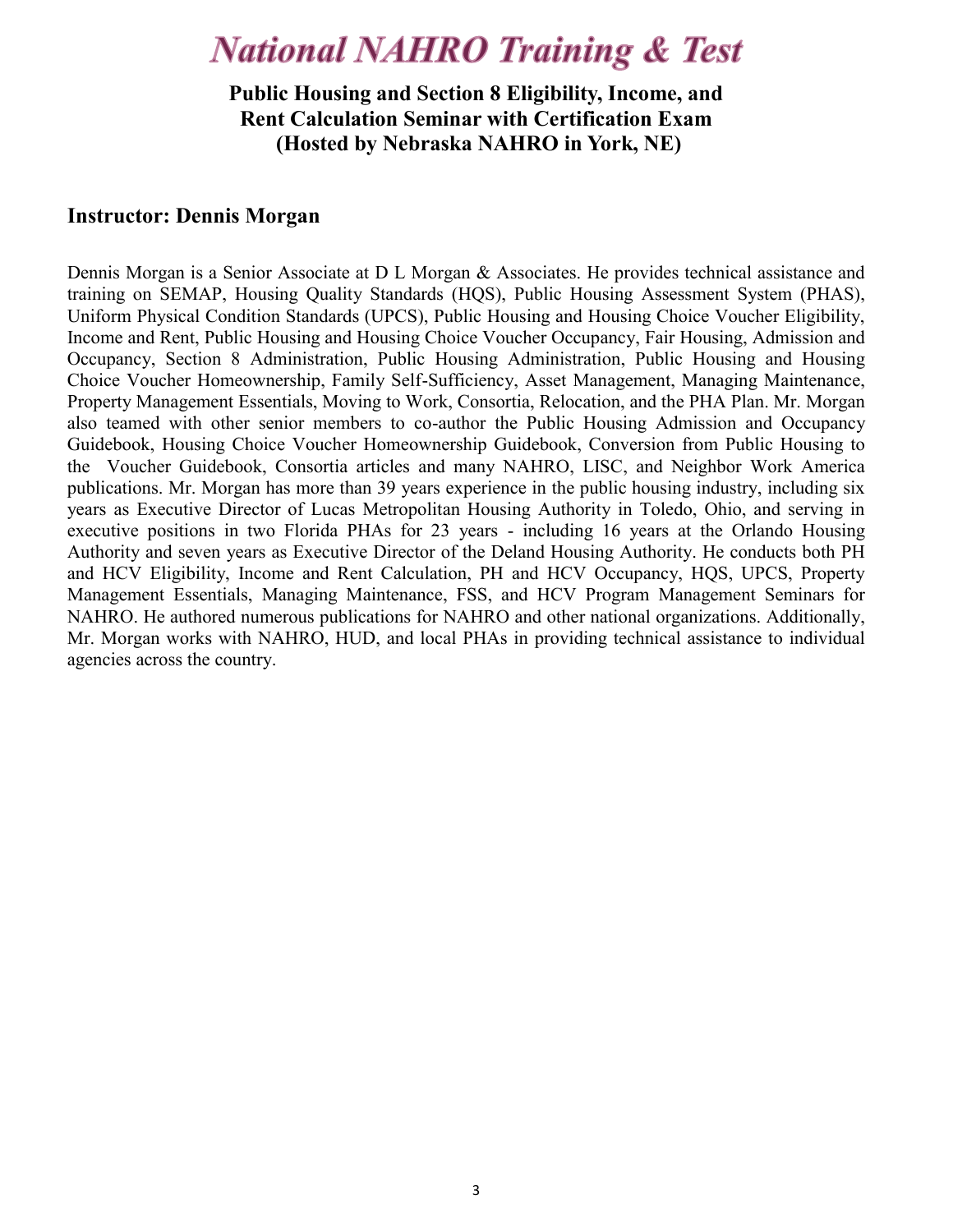# National NAHRO Training & Test

**Public Housing and Section 8 Eligibility, Income, and Rent Calculation Seminar with Certification Exam (Hosted by Nebraska NAHRO in York, NE)**

## Instructor: Dennis Morgan

Dennis Morgan is a Senior Associate at D L Morgan & Associates. He provides technical assistance and training on SEMAP, Housing Quality Standards (HQS), Public Housing Assessment System (PHAS), Uniform Physical Condition Standards (UPCS), Public Housing and Housing Choice Voucher Eligibility, Income and Rent, Public Housing and Housing Choice Voucher Occupancy, Fair Housing, Admission and Occupancy, Section 8 Administration, Public Housing Administration, Public Housing and Housing Choice Voucher Homeownership, Family Self-Sufficiency, Asset Management, Managing Maintenance, Property Management Essentials, Moving to Work, Consortia, Relocation, and the PHA Plan. Mr. Morgan also teamed with other senior members to co-author the Public Housing Admission and Occupancy Guidebook, Housing Choice Voucher Homeownership Guidebook, Conversion from Public Housing to the Voucher Guidebook, Consortia articles and many NAHRO, LISC, and Neighbor Work America publications. Mr. Morgan has more than 39 years experience in the public housing industry, including six years as Executive Director of Lucas Metropolitan Housing Authority in Toledo, Ohio, and serving in executive positions in two Florida PHAs for 23 years - including 16 years at the Orlando Housing Authority and seven years as Executive Director of the Deland Housing Authority. He conducts both PH and HCV Eligibility, Income and Rent Calculation, PH and HCV Occupancy, HQS, UPCS, Property Management Essentials, Managing Maintenance, FSS, and HCV Program Management Seminars for NAHRO. He authored numerous publications for NAHRO and other national organizations. Additionally, Mr. Morgan works with NAHRO, HUD, and local PHAs in providing technical assistance to individual agencies across the country.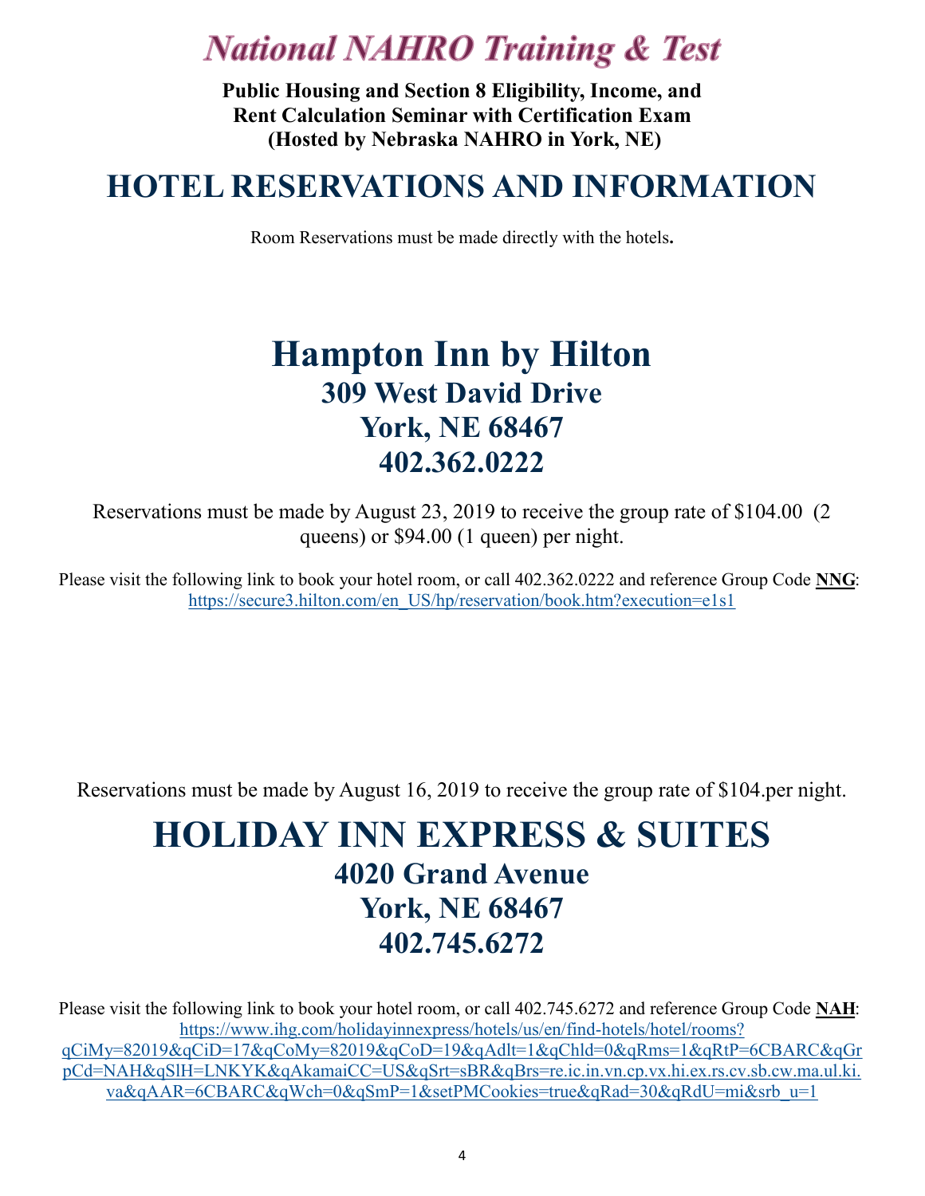# *National NAHRO Training & Test*

**Public Housing and Section 8 Eligibility, Income, and Rent Calculation Seminar with Certification Exam (Hosted by Nebraska NAHRO in York, NE)**

# HOTEL RESERVATIONS AND INFORMATION

Room Reservations must be made directly with the hotels**.**

## Hampton Inn by Hilton
### 309 West David Drive
### York, NE 68467
### 402.362.0222

Reservations must be made by August 23, 2019 to receive the group rate of $104.00 (2 queens) or $94.00 (1 queen) per night.

Please visit the following link to book your hotel room, or call 402.362.0222 and reference Group Code **NNG**: https://secure3.hilton.com/en_US/hp/reservation/book.htm?execution=e1s1

Reservations must be made by August 16, 2019 to receive the group rate of $104.per night.

## HOLIDAY INN EXPRESS & SUITES
### 4020 Grand Avenue
### York, NE 68467
### 402.745.6272

Please visit the following link to book your hotel room, or call 402.745.6272 and reference Group Code **NAH**: https://www.ihg.com/holidayinnexpress/hotels/us/en/find-hotels/hotel/rooms?qCiMy=82019&qCiD=17&qCoMy=82019&qCoD=19&qAdlt=1&qChld=0&qRms=1&qRtP=6CBARC&qGrpCd=NAH&qSlH=LNKYK&qAkamaiCC=US&qSrt=sBR&qBrs=re.ic.in.vn.cp.vx.hi.ex.rs.cv.sb.cw.ma.ul.ki.va&qAAR=6CBARC&qWch=0&qSmP=1&setPMCookies=true&qRad=30&qRdU=mi&srb_u=1